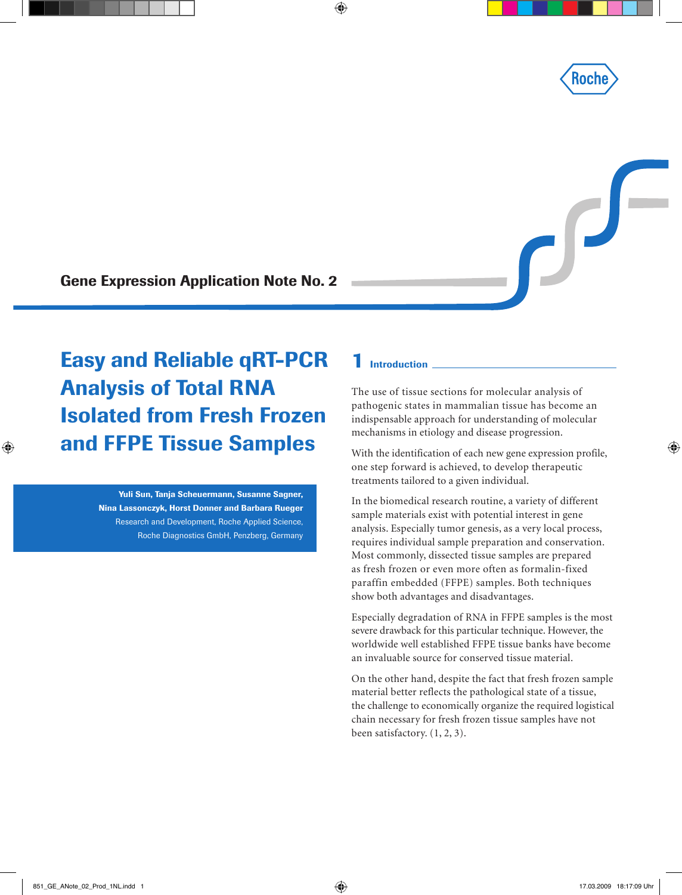Gene Expression Application Note No. 2

# Easy and Reliable qRT-PCR Analysis of Total RNA Isolated from Fresh Frozen and FFPE Tissue Samples

**Yuli Sun, Tanja Scheuermann, Susanne Sagner, Nina Lassonczyk, Horst Donner and Barbara Rueger**
Research and Development, Roche Applied Science, Roche Diagnostics GmbH, Penzberg, Germany

## 1 Introduction

The use of tissue sections for molecular analysis of pathogenic states in mammalian tissue has become an indispensable approach for understanding of molecular mechanisms in etiology and disease progression.

With the identification of each new gene expression profile, one step forward is achieved, to develop therapeutic treatments tailored to a given individual.

In the biomedical research routine, a variety of different sample materials exist with potential interest in gene analysis. Especially tumor genesis, as a very local process, requires individual sample preparation and conservation. Most commonly, dissected tissue samples are prepared as fresh frozen or even more often as formalin-fixed paraffin embedded (FFPE) samples. Both techniques show both advantages and disadvantages.

Especially degradation of RNA in FFPE samples is the most severe drawback for this particular technique. However, the worldwide well established FFPE tissue banks have become an invaluable source for conserved tissue material.

On the other hand, despite the fact that fresh frozen sample material better reflects the pathological state of a tissue, the challenge to economically organize the required logistical chain necessary for fresh frozen tissue samples have not been satisfactory. (1, 2, 3).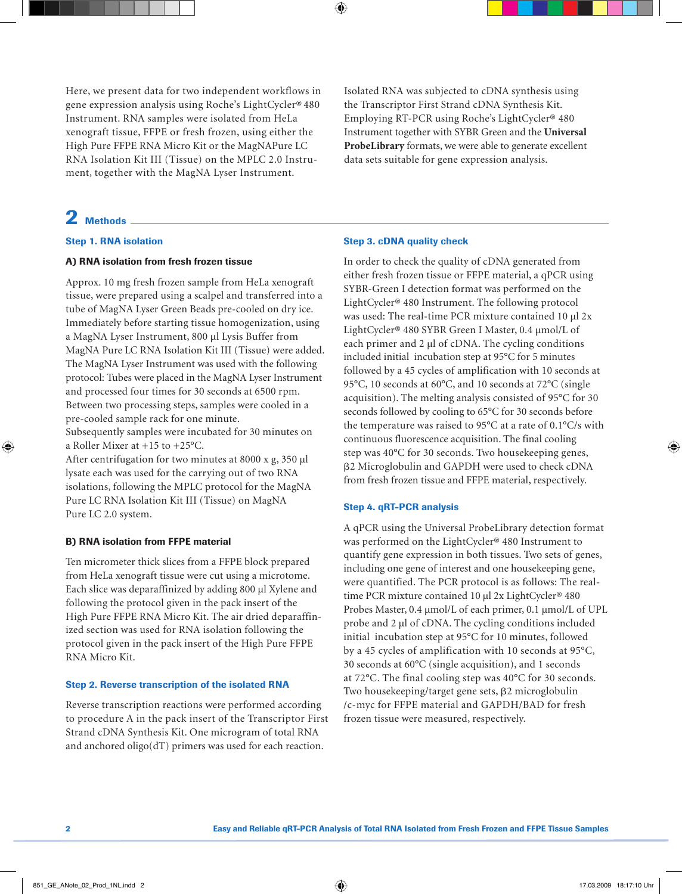Here, we present data for two independent workflows in gene expression analysis using Roche's LightCycler® 480 Instrument. RNA samples were isolated from HeLa xenograft tissue, FFPE or fresh frozen, using either the High Pure FFPE RNA Micro Kit or the MagNAPure LC RNA Isolation Kit III (Tissue) on the MPLC 2.0 Instrument, together with the MagNA Lyser Instrument.

Isolated RNA was subjected to cDNA synthesis using the Transcriptor First Strand cDNA Synthesis Kit. Employing RT-PCR using Roche's LightCycler® 480 Instrument together with SYBR Green and the **Universal ProbeLibrary** formats, we were able to generate excellent data sets suitable for gene expression analysis.

## 2 Methods

### Step 1. RNA isolation

#### A) RNA isolation from fresh frozen tissue

Approx. 10 mg fresh frozen sample from HeLa xenograft tissue, were prepared using a scalpel and transferred into a tube of MagNA Lyser Green Beads pre-cooled on dry ice. Immediately before starting tissue homogenization, using a MagNA Lyser Instrument, 800 µl Lysis Buffer from MagNA Pure LC RNA Isolation Kit III (Tissue) were added. The MagNA Lyser Instrument was used with the following protocol: Tubes were placed in the MagNA Lyser Instrument and processed four times for 30 seconds at 6500 rpm. Between two processing steps, samples were cooled in a pre-cooled sample rack for one minute.
Subsequently samples were incubated for 30 minutes on a Roller Mixer at +15 to +25°C.
After centrifugation for two minutes at 8000 x g, 350 µl lysate each was used for the carrying out of two RNA isolations, following the MPLC protocol for the MagNA Pure LC RNA Isolation Kit III (Tissue) on MagNA Pure LC 2.0 system.

#### B) RNA isolation from FFPE material

Ten micrometer thick slices from a FFPE block prepared from HeLa xenograft tissue were cut using a microtome. Each slice was deparaffinized by adding 800 µl Xylene and following the protocol given in the pack insert of the High Pure FFPE RNA Micro Kit. The air dried deparaffinized section was used for RNA isolation following the protocol given in the pack insert of the High Pure FFPE RNA Micro Kit.

### Step 2. Reverse transcription of the isolated RNA

Reverse transcription reactions were performed according to procedure A in the pack insert of the Transcriptor First Strand cDNA Synthesis Kit. One microgram of total RNA and anchored oligo(dT) primers was used for each reaction.

### Step 3. cDNA quality check

In order to check the quality of cDNA generated from either fresh frozen tissue or FFPE material, a qPCR using SYBR-Green I detection format was performed on the LightCycler® 480 Instrument. The following protocol was used: The real-time PCR mixture contained 10 µl 2x LightCycler® 480 SYBR Green I Master, 0.4 µmol/L of each primer and 2 µl of cDNA. The cycling conditions included initial incubation step at 95°C for 5 minutes followed by a 45 cycles of amplification with 10 seconds at 95°C, 10 seconds at 60°C, and 10 seconds at 72°C (single acquisition). The melting analysis consisted of 95°C for 30 seconds followed by cooling to 65°C for 30 seconds before the temperature was raised to 95°C at a rate of 0.1°C/s with continuous fluorescence acquisition. The final cooling step was 40°C for 30 seconds. Two housekeeping genes, β2 Microglobulin and GAPDH were used to check cDNA from fresh frozen tissue and FFPE material, respectively.

### Step 4. qRT-PCR analysis

A qPCR using the Universal ProbeLibrary detection format was performed on the LightCycler® 480 Instrument to quantify gene expression in both tissues. Two sets of genes, including one gene of interest and one housekeeping gene, were quantified. The PCR protocol is as follows: The real-time PCR mixture contained 10 µl 2x LightCycler® 480 Probes Master, 0.4 µmol/L of each primer, 0.1 µmol/L of UPL probe and 2 µl of cDNA. The cycling conditions included initial incubation step at 95°C for 10 minutes, followed by a 45 cycles of amplification with 10 seconds at 95°C, 30 seconds at 60°C (single acquisition), and 1 seconds at 72°C. The final cooling step was 40°C for 30 seconds. Two housekeeping/target gene sets, β2 microglobulin /c-myc for FFPE material and GAPDH/BAD for fresh frozen tissue were measured, respectively.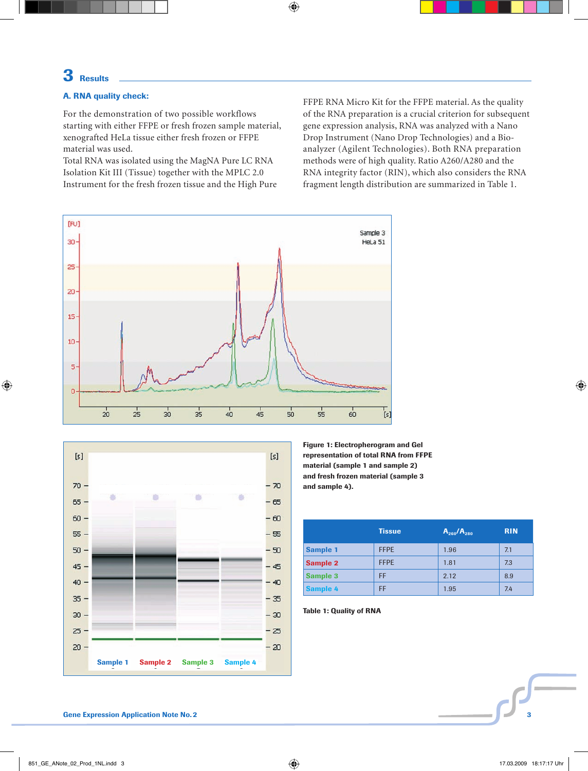## 3 Results

### A. RNA quality check:

For the demonstration of two possible workflows starting with either FFPE or fresh frozen sample material, xenografted HeLa tissue either fresh frozen or FFPE material was used.
Total RNA was isolated using the MagNA Pure LC RNA Isolation Kit III (Tissue) together with the MPLC 2.0 Instrument for the fresh frozen tissue and the High Pure FFPE RNA Micro Kit for the FFPE material. As the quality of the RNA preparation is a crucial criterion for subsequent gene expression analysis, RNA was analyzed with a Nano Drop Instrument (Nano Drop Technologies) and a Bio-analyzer (Agilent Technologies). Both RNA preparation methods were of high quality. Ratio A260/A280 and the RNA integrity factor (RIN), which also considers the RNA fragment length distribution are summarized in Table 1.

**Figure 1: Electropherogram and Gel representation of total RNA from FFPE material (sample 1 and sample 2) and fresh frozen material (sample 3 and sample 4).**

| | Tissue | $A_{260}/A_{280}$ | RIN |
|---|---|---|---|
| Sample 1 | FFPE | 1.96 | 7.1 |
| Sample 2 | FFPE | 1.81 | 7.3 |
| Sample 3 | FF | 2.12 | 8.9 |
| Sample 4 | FF | 1.95 | 7.4 |

**Table 1: Quality of RNA**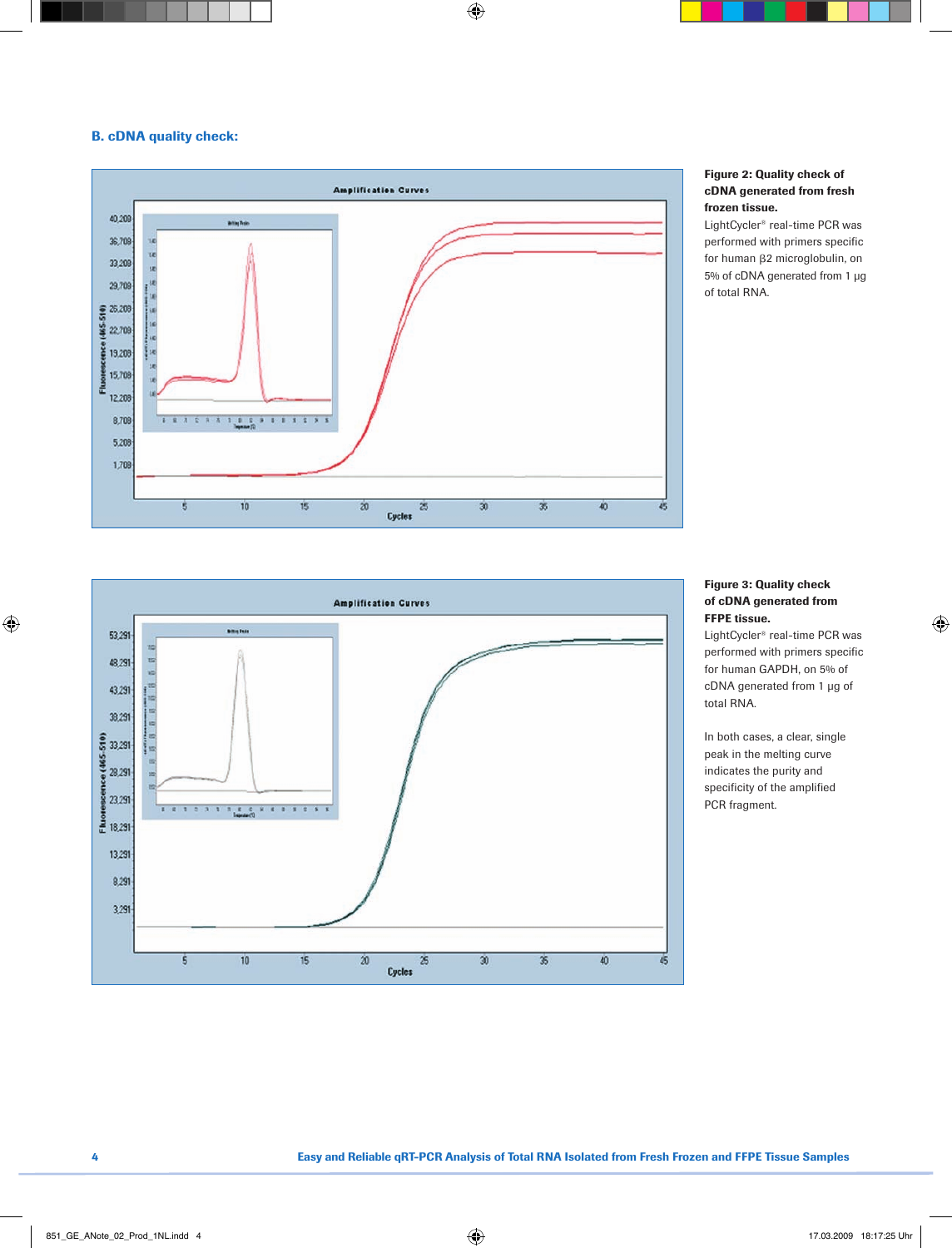### B. cDNA quality check:

**Figure 2: Quality check of cDNA generated from fresh frozen tissue.**
LightCycler® real-time PCR was performed with primers specific for human β2 microglobulin, on 5% of cDNA generated from 1 µg of total RNA.

**Figure 3: Quality check of cDNA generated from FFPE tissue.**
LightCycler® real-time PCR was performed with primers specific for human GAPDH, on 5% of cDNA generated from 1 µg of total RNA.

In both cases, a clear, single peak in the melting curve indicates the purity and specificity of the amplified PCR fragment.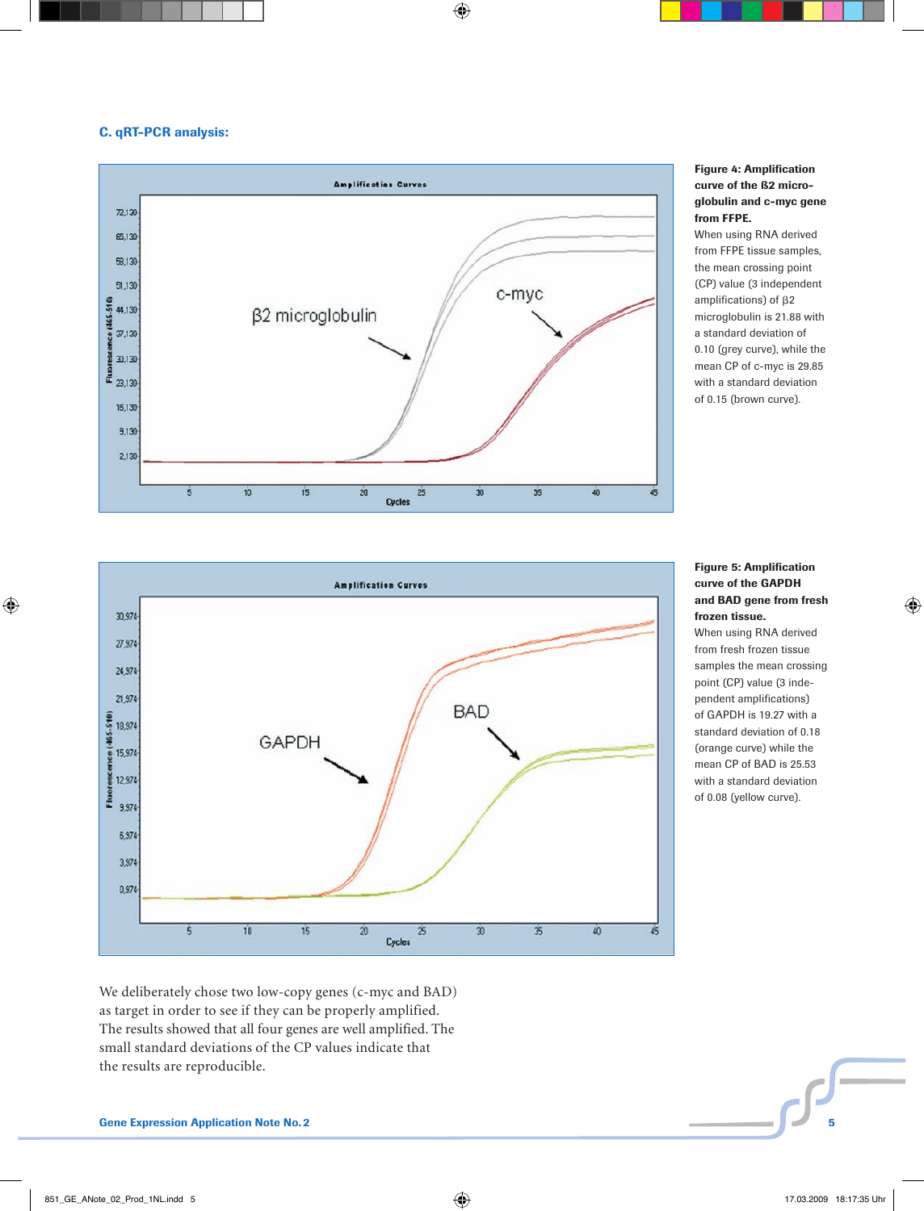### C. qRT-PCR analysis:

**Figure 4: Amplification curve of the ß2 microglobulin and c-myc gene from FFPE.**
When using RNA derived from FFPE tissue samples, the mean crossing point (CP) value (3 independent amplifications) of β2 microglobulin is 21.88 with a standard deviation of 0.10 (grey curve), while the mean CP of c-myc is 29.85 with a standard deviation of 0.15 (brown curve).

**Figure 5: Amplification curve of the GAPDH and BAD gene from fresh frozen tissue.**
When using RNA derived from fresh frozen tissue samples the mean crossing point (CP) value (3 independent amplifications) of GAPDH is 19.27 with a standard deviation of 0.18 (orange curve) while the mean CP of BAD is 25.53 with a standard deviation of 0.08 (yellow curve).

We deliberately chose two low-copy genes (c-myc and BAD) as target in order to see if they can be properly amplified. The results showed that all four genes are well amplified. The small standard deviations of the CP values indicate that the results are reproducible.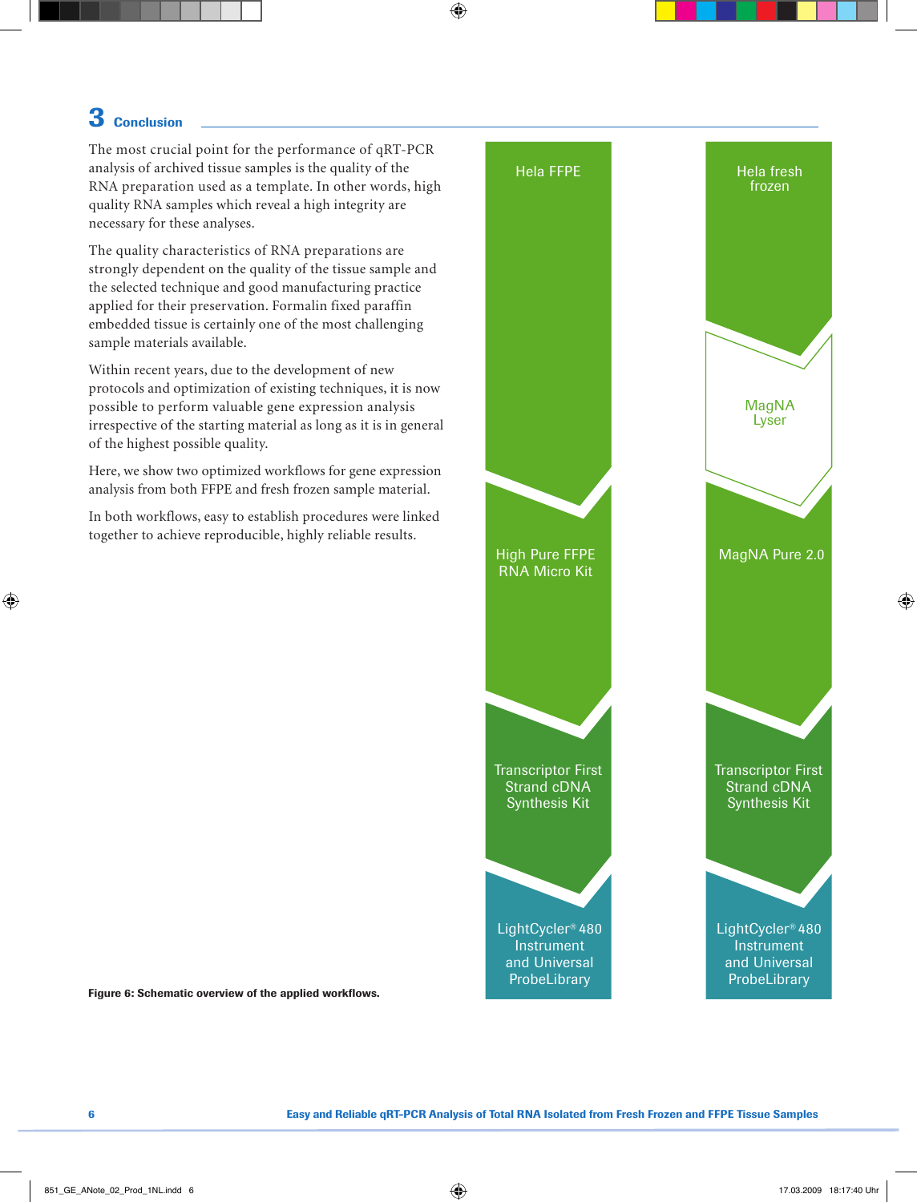## 3 Conclusion

The most crucial point for the performance of qRT-PCR analysis of archived tissue samples is the quality of the RNA preparation used as a template. In other words, high quality RNA samples which reveal a high integrity are necessary for these analyses.

The quality characteristics of RNA preparations are strongly dependent on the quality of the tissue sample and the selected technique and good manufacturing practice applied for their preservation. Formalin fixed paraffin embedded tissue is certainly one of the most challenging sample materials available.

Within recent years, due to the development of new protocols and optimization of existing techniques, it is now possible to perform valuable gene expression analysis irrespective of the starting material as long as it is in general of the highest possible quality.

Here, we show two optimized workflows for gene expression analysis from both FFPE and fresh frozen sample material.

In both workflows, easy to establish procedures were linked together to achieve reproducible, highly reliable results.

| Hela FFPE | Hela fresh frozen |
|---|---|
| | MagNA Lyser |
| High Pure FFPE RNA Micro Kit | MagNA Pure 2.0 |
| Transcriptor First Strand cDNA Synthesis Kit | Transcriptor First Strand cDNA Synthesis Kit |
| LightCycler® 480 Instrument and Universal ProbeLibrary | LightCycler® 480 Instrument and Universal ProbeLibrary |

**Figure 6: Schematic overview of the applied workflows.**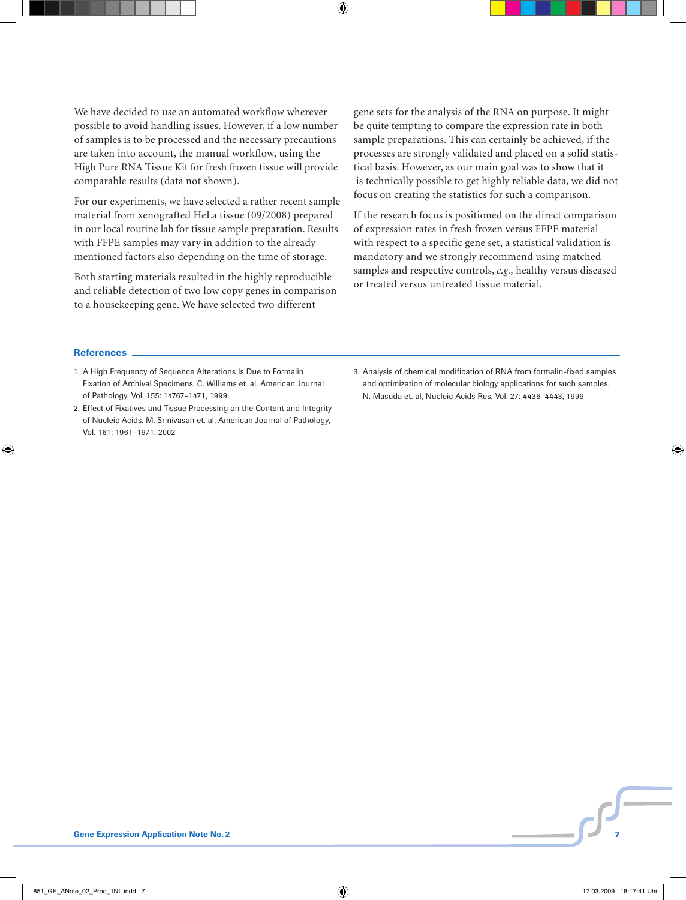We have decided to use an automated workflow wherever possible to avoid handling issues. However, if a low number of samples is to be processed and the necessary precautions are taken into account, the manual workflow, using the High Pure RNA Tissue Kit for fresh frozen tissue will provide comparable results (data not shown).

For our experiments, we have selected a rather recent sample material from xenografted HeLa tissue (09/2008) prepared in our local routine lab for tissue sample preparation. Results with FFPE samples may vary in addition to the already mentioned factors also depending on the time of storage.

Both starting materials resulted in the highly reproducible and reliable detection of two low copy genes in comparison to a housekeeping gene. We have selected two different gene sets for the analysis of the RNA on purpose. It might be quite tempting to compare the expression rate in both sample preparations. This can certainly be achieved, if the processes are strongly validated and placed on a solid statistical basis. However, as our main goal was to show that it is technically possible to get highly reliable data, we did not focus on creating the statistics for such a comparison.

If the research focus is positioned on the direct comparison of expression rates in fresh frozen versus FFPE material with respect to a specific gene set, a statistical validation is mandatory and we strongly recommend using matched samples and respective controls, *e.g.,* healthy versus diseased or treated versus untreated tissue material.

## References

1. A High Frequency of Sequence Alterations Is Due to Formalin Fixation of Archival Specimens. C. Williams et. al, American Journal of Pathology, Vol. 155: 14767–1471, 1999
2. Effect of Fixatives and Tissue Processing on the Content and Integrity of Nucleic Acids. M. Srinivasan et. al, American Journal of Pathology, Vol. 161: 1961–1971, 2002
3. Analysis of chemical modification of RNA from formalin-fixed samples and optimization of molecular biology applications for such samples. N. Masuda et. al, Nucleic Acids Res, Vol. 27: 4436–4443, 1999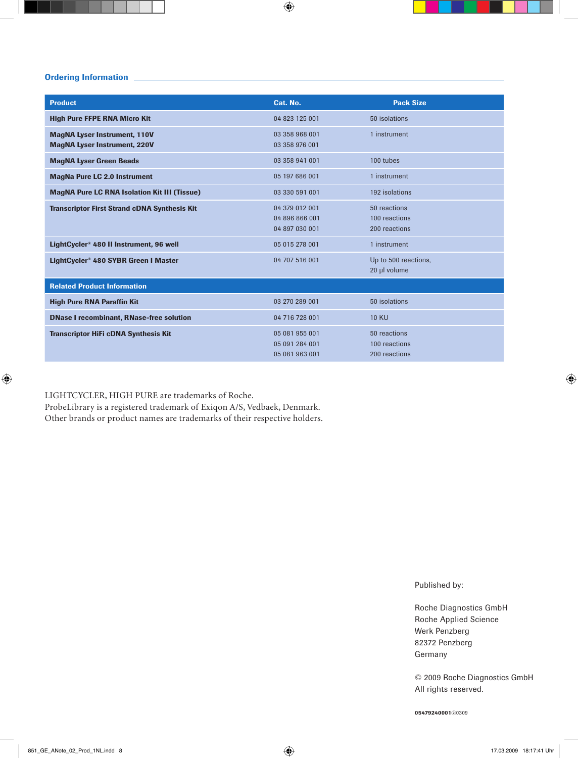## Ordering Information

| Product | Cat. No. | Pack Size |
|---|---|---|
| **High Pure FFPE RNA Micro Kit** | 04 823 125 001 | 50 isolations |
| **MagNA Lyser Instrument, 110V**<br>**MagNA Lyser Instrument, 220V** | 03 358 968 001<br>03 358 976 001 | 1 instrument |
| **MagNA Lyser Green Beads** | 03 358 941 001 | 100 tubes |
| **MagNa Pure LC 2.0 Instrument** | 05 197 686 001 | 1 instrument |
| **MagNA Pure LC RNA Isolation Kit III (Tissue)** | 03 330 591 001 | 192 isolations |
| **Transcriptor First Strand cDNA Synthesis Kit** | 04 379 012 001<br>04 896 866 001<br>04 897 030 001 | 50 reactions<br>100 reactions<br>200 reactions |
| **LightCycler® 480 II Instrument, 96 well** | 05 015 278 001 | 1 instrument |
| **LightCycler® 480 SYBR Green I Master** | 04 707 516 001 | Up to 500 reactions,<br>20 µl volume |
| **Related Product Information** | | |
| **High Pure RNA Paraffin Kit** | 03 270 289 001 | 50 isolations |
| **DNase I recombinant, RNase-free solution** | 04 716 728 001 | 10 KU |
| **Transcriptor HiFi cDNA Synthesis Kit** | 05 081 955 001<br>05 091 284 001<br>05 081 963 001 | 50 reactions<br>100 reactions<br>200 reactions |

LIGHTCYCLER, HIGH PURE are trademarks of Roche.
ProbeLibrary is a registered trademark of Exiqon A/S, Vedbaek, Denmark.
Other brands or product names are trademarks of their respective holders.

Published by:

Roche Diagnostics GmbH
Roche Applied Science
Werk Penzberg
82372 Penzberg
Germany

© 2009 Roche Diagnostics GmbH
All rights reserved.

**05479240001**②0309